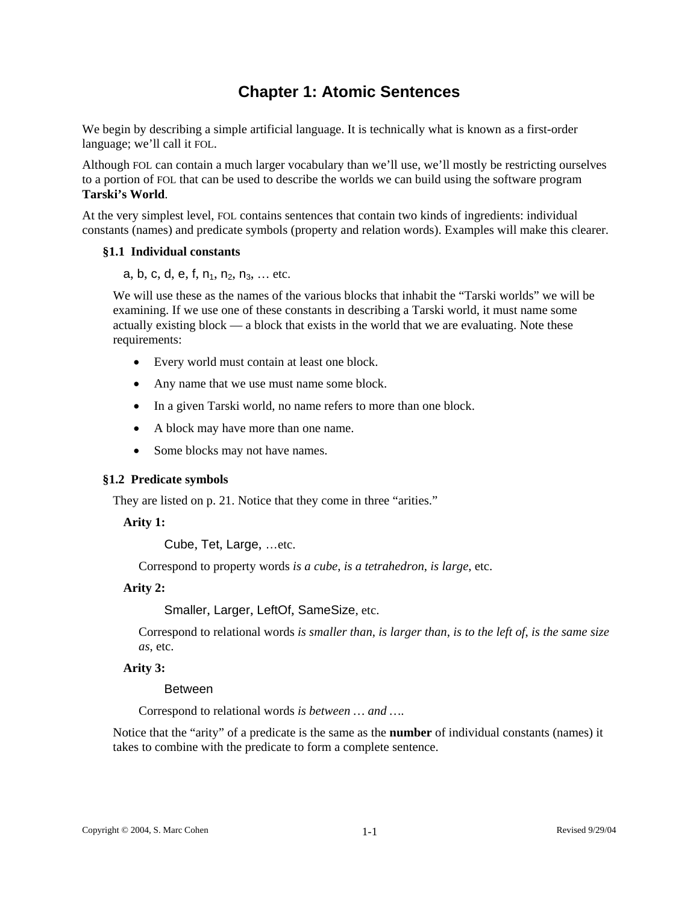# Chapter 1: Atomic Sentences

We begin by describing a simple artificial language. It is technically what is known as a first-order language; we'll call it FOL.

Although FOL can contain a much larger vocabulary than we'll use, we'll mostly be restricting ourselves to a portion of FOL that can be used to describe the worlds we can build using the software program **Tarski's World**.

At the very simplest level, FOL contains sentences that contain two kinds of ingredients: individual constants (names) and predicate symbols (property and relation words). Examples will make this clearer.

### §1.1 Individual constants

a, b, c, d, e, f, $n_1$, $n_2$, $n_3$, … etc.

We will use these as the names of the various blocks that inhabit the "Tarski worlds" we will be examining. If we use one of these constants in describing a Tarski world, it must name some actually existing block — a block that exists in the world that we are evaluating. Note these requirements:

- Every world must contain at least one block.
- Any name that we use must name some block.
- In a given Tarski world, no name refers to more than one block.
- A block may have more than one name.
- Some blocks may not have names.

### §1.2 Predicate symbols

They are listed on p. 21. Notice that they come in three "arities."

**Arity 1:**

Cube, Tet, Large, …etc.

Correspond to property words *is a cube*, *is a tetrahedron*, *is large*, etc.

**Arity 2:**

Smaller, Larger, LeftOf, SameSize, etc.

Correspond to relational words *is smaller than*, *is larger than*, *is to the left of*, *is the same size as*, etc.

**Arity 3:**

Between

Correspond to relational words *is between … and …*.

Notice that the "arity" of a predicate is the same as the **number** of individual constants (names) it takes to combine with the predicate to form a complete sentence.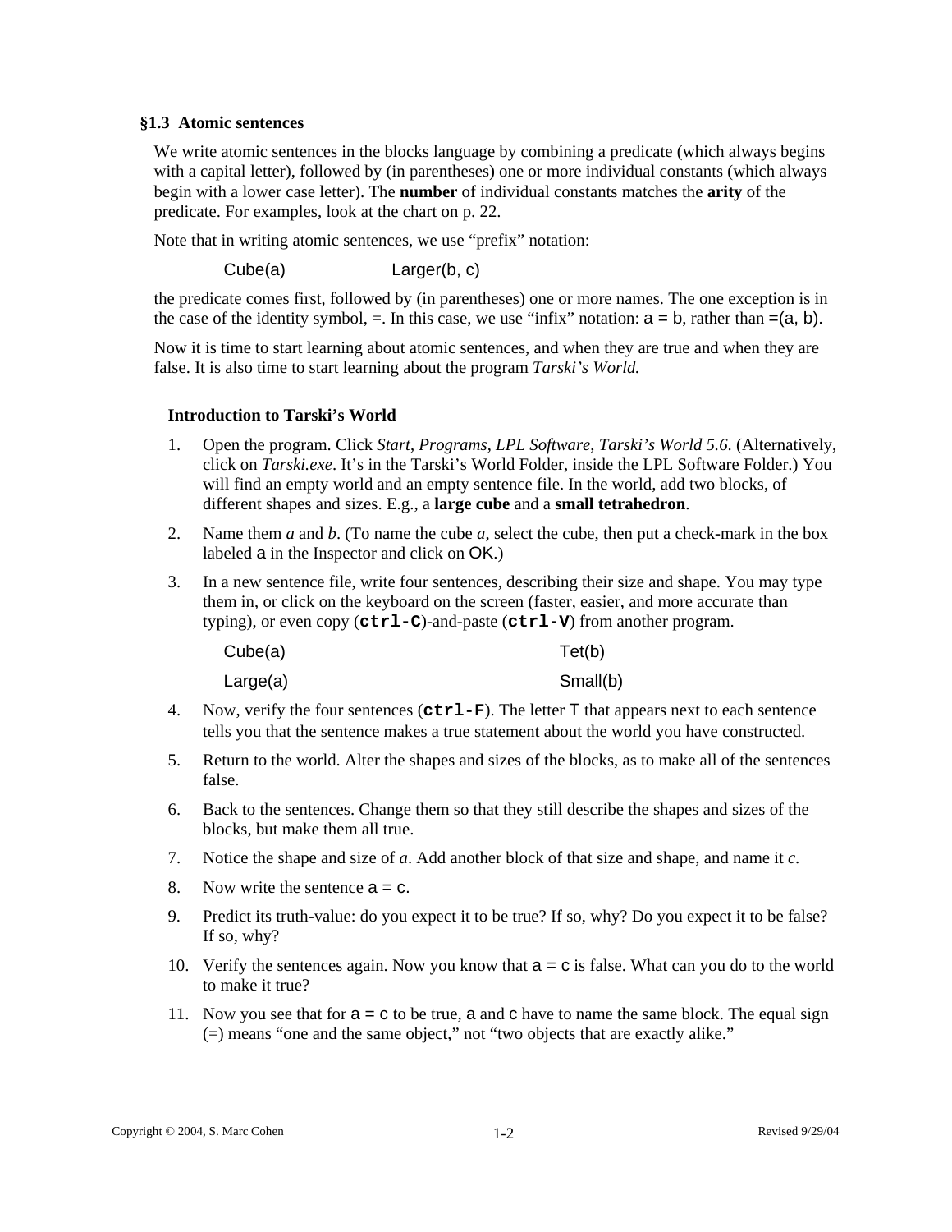### §1.3 Atomic sentences

We write atomic sentences in the blocks language by combining a predicate (which always begins with a capital letter), followed by (in parentheses) one or more individual constants (which always begin with a lower case letter). The **number** of individual constants matches the **arity** of the predicate. For examples, look at the chart on p. 22.

Note that in writing atomic sentences, we use "prefix" notation:

Cube(a)    Larger(b, c)

the predicate comes first, followed by (in parentheses) one or more names. The one exception is in the case of the identity symbol, =. In this case, we use "infix" notation: a = b, rather than =(a, b).

Now it is time to start learning about atomic sentences, and when they are true and when they are false. It is also time to start learning about the program *Tarski's World.*

#### Introduction to Tarski's World

1. Open the program. Click *Start*, *Programs*, *LPL Software*, *Tarski's World 5.6*. (Alternatively, click on *Tarski.exe*. It's in the Tarski's World Folder, inside the LPL Software Folder.) You will find an empty world and an empty sentence file. In the world, add two blocks, of different shapes and sizes. E.g., a **large cube** and a **small tetrahedron**.
2. Name them *a* and *b*. (To name the cube *a*, select the cube, then put a check-mark in the box labeled a in the Inspector and click on OK.)
3. In a new sentence file, write four sentences, describing their size and shape. You may type them in, or click on the keyboard on the screen (faster, easier, and more accurate than typing), or even copy (**`ctrl-C`**)-and-paste (**`ctrl-V`**) from another program.

   Cube(a)    Tet(b)

   Large(a)    Small(b)

4. Now, verify the four sentences (**`ctrl-F`**). The letter T that appears next to each sentence tells you that the sentence makes a true statement about the world you have constructed.
5. Return to the world. Alter the shapes and sizes of the blocks, as to make all of the sentences false.
6. Back to the sentences. Change them so that they still describe the shapes and sizes of the blocks, but make them all true.
7. Notice the shape and size of *a*. Add another block of that size and shape, and name it *c*.
8. Now write the sentence a = c.
9. Predict its truth-value: do you expect it to be true? If so, why? Do you expect it to be false? If so, why?
10. Verify the sentences again. Now you know that a = c is false. What can you do to the world to make it true?
11. Now you see that for a = c to be true, a and c have to name the same block. The equal sign (=) means "one and the same object," not "two objects that are exactly alike."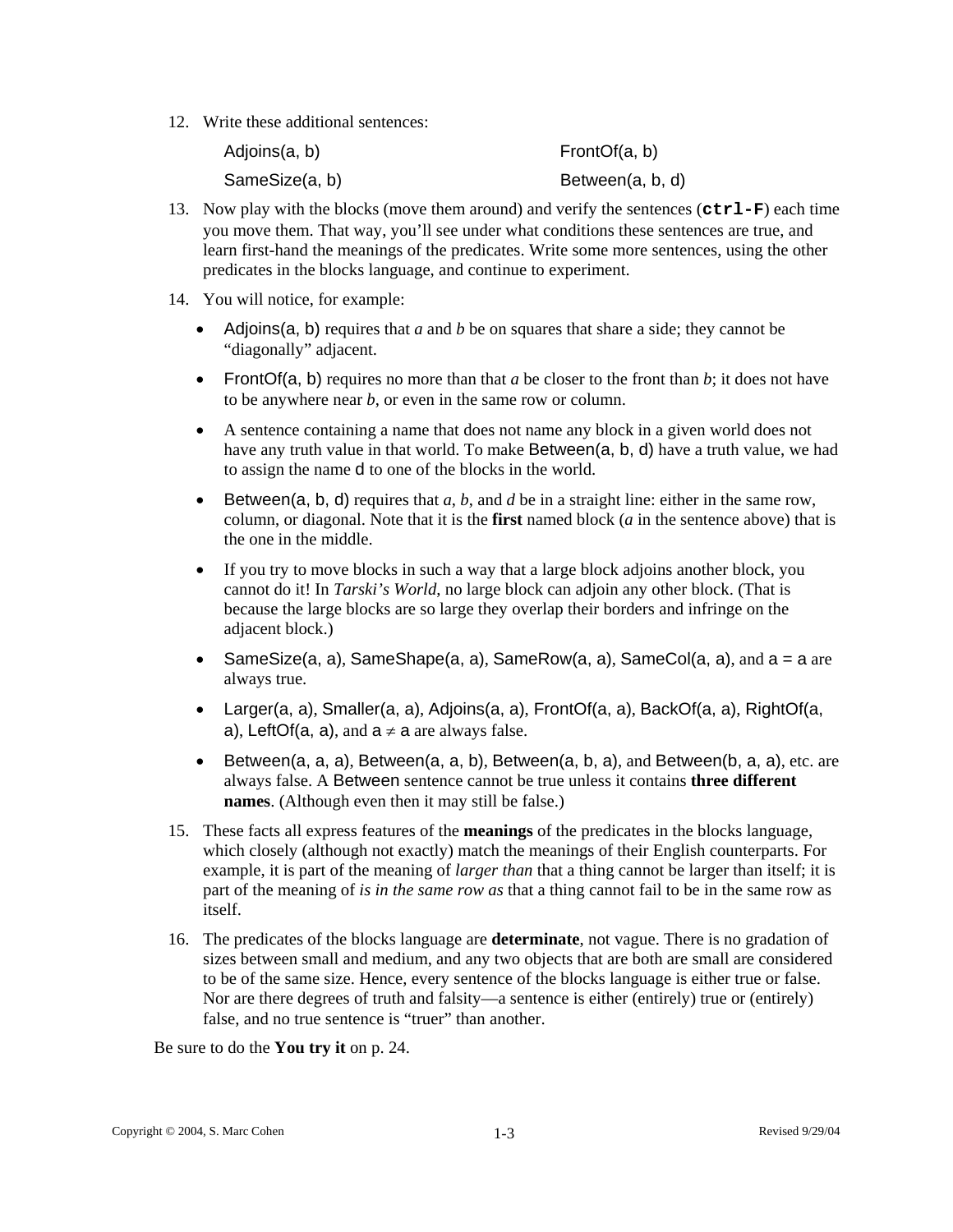12. Write these additional sentences:

| | |
|---|---|
| Adjoins(a, b) | FrontOf(a, b) |
| SameSize(a, b) | Between(a, b, d) |

13. Now play with the blocks (move them around) and verify the sentences (**`ctrl-F`**) each time you move them. That way, you'll see under what conditions these sentences are true, and learn first-hand the meanings of the predicates. Write some more sentences, using the other predicates in the blocks language, and continue to experiment.

14. You will notice, for example:

    - Adjoins(a, b) requires that *a* and *b* be on squares that share a side; they cannot be "diagonally" adjacent.
    - FrontOf(a, b) requires no more than that *a* be closer to the front than *b*; it does not have to be anywhere near *b*, or even in the same row or column.
    - A sentence containing a name that does not name any block in a given world does not have any truth value in that world. To make Between(a, b, d) have a truth value, we had to assign the name d to one of the blocks in the world.
    - Between(a, b, d) requires that *a*, *b*, and *d* be in a straight line: either in the same row, column, or diagonal. Note that it is the **first** named block (*a* in the sentence above) that is the one in the middle.
    - If you try to move blocks in such a way that a large block adjoins another block, you cannot do it! In *Tarski's World*, no large block can adjoin any other block. (That is because the large blocks are so large they overlap their borders and infringe on the adjacent block.)
    - SameSize(a, a), SameShape(a, a), SameRow(a, a), SameCol(a, a), and a = a are always true.
    - Larger(a, a), Smaller(a, a), Adjoins(a, a), FrontOf(a, a), BackOf(a, a), RightOf(a, a), LeftOf(a, a), and a ≠ a are always false.
    - Between(a, a, a), Between(a, a, b), Between(a, b, a), and Between(b, a, a), etc. are always false. A Between sentence cannot be true unless it contains **three different names**. (Although even then it may still be false.)

15. These facts all express features of the **meanings** of the predicates in the blocks language, which closely (although not exactly) match the meanings of their English counterparts. For example, it is part of the meaning of *larger than* that a thing cannot be larger than itself; it is part of the meaning of *is in the same row as* that a thing cannot fail to be in the same row as itself.

16. The predicates of the blocks language are **determinate**, not vague. There is no gradation of sizes between small and medium, and any two objects that are both are small are considered to be of the same size. Hence, every sentence of the blocks language is either true or false. Nor are there degrees of truth and falsity—a sentence is either (entirely) true or (entirely) false, and no true sentence is "truer" than another.

Be sure to do the **You try it** on p. 24.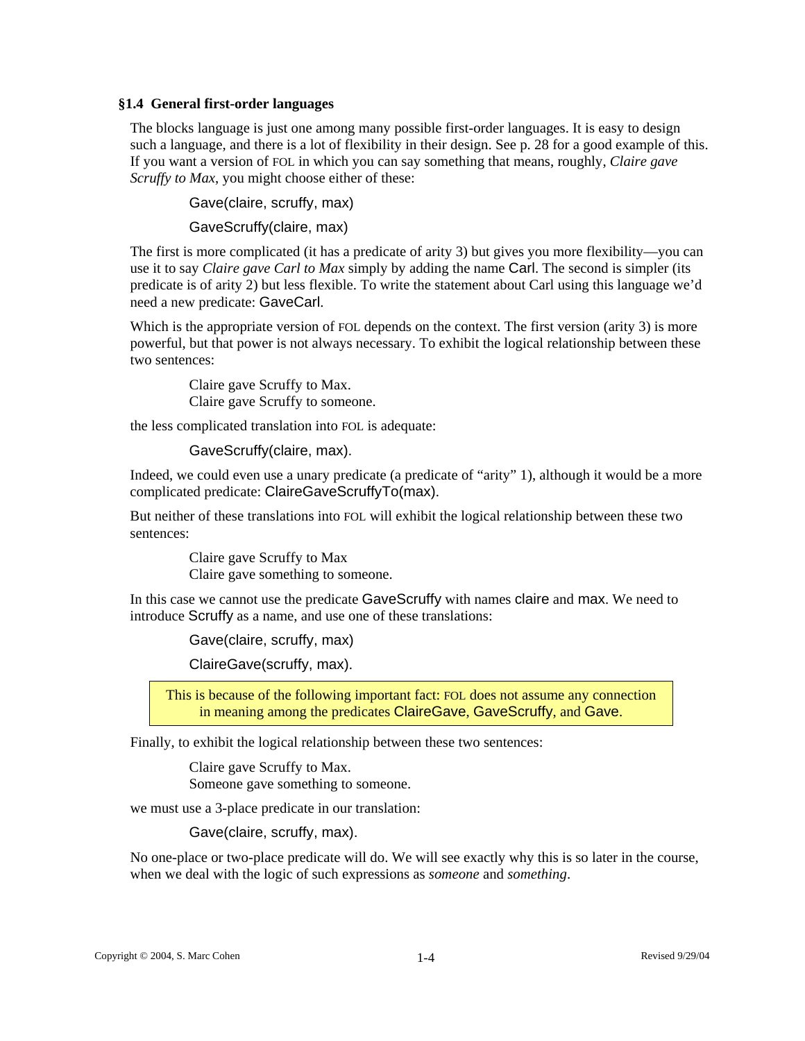### §1.4 General first-order languages

The blocks language is just one among many possible first-order languages. It is easy to design such a language, and there is a lot of flexibility in their design. See p. 28 for a good example of this. If you want a version of FOL in which you can say something that means, roughly, *Claire gave Scruffy to Max*, you might choose either of these:

> Gave(claire, scruffy, max)
>
> GaveScruffy(claire, max)

The first is more complicated (it has a predicate of arity 3) but gives you more flexibility—you can use it to say *Claire gave Carl to Max* simply by adding the name Carl. The second is simpler (its predicate is of arity 2) but less flexible. To write the statement about Carl using this language we'd need a new predicate: GaveCarl.

Which is the appropriate version of FOL depends on the context. The first version (arity 3) is more powerful, but that power is not always necessary. To exhibit the logical relationship between these two sentences:

> Claire gave Scruffy to Max.
> Claire gave Scruffy to someone.

the less complicated translation into FOL is adequate:

> GaveScruffy(claire, max).

Indeed, we could even use a unary predicate (a predicate of "arity" 1), although it would be a more complicated predicate: ClaireGaveScruffyTo(max).

But neither of these translations into FOL will exhibit the logical relationship between these two sentences:

> Claire gave Scruffy to Max
> Claire gave something to someone.

In this case we cannot use the predicate GaveScruffy with names claire and max. We need to introduce Scruffy as a name, and use one of these translations:

> Gave(claire, scruffy, max)
>
> ClaireGave(scruffy, max).

> This is because of the following important fact: FOL does not assume any connection in meaning among the predicates ClaireGave, GaveScruffy, and Gave.

Finally, to exhibit the logical relationship between these two sentences:

> Claire gave Scruffy to Max.
> Someone gave something to someone.

we must use a 3-place predicate in our translation:

> Gave(claire, scruffy, max).

No one-place or two-place predicate will do. We will see exactly why this is so later in the course, when we deal with the logic of such expressions as *someone* and *something*.